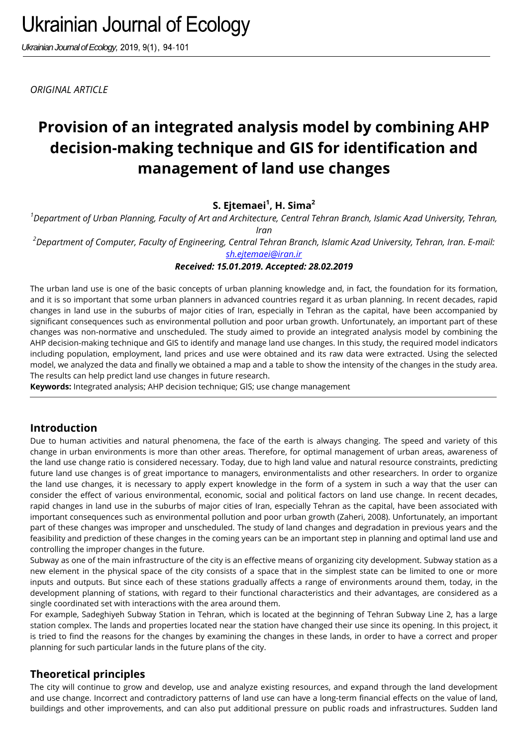ORIGINAL ARTICLE

# Provision of an integrated analysis model by combining AHP decision-making technique and GIS for identification and management of land use changes

**S. Ejtemaei[1], H. Sima[2]**

*[1]Department of Urban Planning, Faculty of Art and Architecture, Central Tehran Branch, Islamic Azad University, Tehran, Iran*

*[2]Department of Computer, Faculty of Engineering, Central Tehran Branch, Islamic Azad University, Tehran, Iran. E-mail: sh.ejtemaei@iran.ir*

***Received: 15.01.2019. Accepted: 28.02.2019***

The urban land use is one of the basic concepts of urban planning knowledge and, in fact, the foundation for its formation, and it is so important that some urban planners in advanced countries regard it as urban planning. In recent decades, rapid changes in land use in the suburbs of major cities of Iran, especially in Tehran as the capital, have been accompanied by significant consequences such as environmental pollution and poor urban growth. Unfortunately, an important part of these changes was non-normative and unscheduled. The study aimed to provide an integrated analysis model by combining the AHP decision-making technique and GIS to identify and manage land use changes. In this study, the required model indicators including population, employment, land prices and use were obtained and its raw data were extracted. Using the selected model, we analyzed the data and finally we obtained a map and a table to show the intensity of the changes in the study area. The results can help predict land use changes in future research.

**Keywords:** Integrated analysis; AHP decision technique; GIS; use change management

## Introduction

Due to human activities and natural phenomena, the face of the earth is always changing. The speed and variety of this change in urban environments is more than other areas. Therefore, for optimal management of urban areas, awareness of the land use change ratio is considered necessary. Today, due to high land value and natural resource constraints, predicting future land use changes is of great importance to managers, environmentalists and other researchers. In order to organize the land use changes, it is necessary to apply expert knowledge in the form of a system in such a way that the user can consider the effect of various environmental, economic, social and political factors on land use change. In recent decades, rapid changes in land use in the suburbs of major cities of Iran, especially Tehran as the capital, have been associated with important consequences such as environmental pollution and poor urban growth (Zaheri, 2008). Unfortunately, an important part of these changes was improper and unscheduled. The study of land changes and degradation in previous years and the feasibility and prediction of these changes in the coming years can be an important step in planning and optimal land use and controlling the improper changes in the future.

Subway as one of the main infrastructure of the city is an effective means of organizing city development. Subway station as a new element in the physical space of the city consists of a space that in the simplest state can be limited to one or more inputs and outputs. But since each of these stations gradually affects a range of environments around them, today, in the development planning of stations, with regard to their functional characteristics and their advantages, are considered as a single coordinated set with interactions with the area around them.

For example, Sadeghiyeh Subway Station in Tehran, which is located at the beginning of Tehran Subway Line 2, has a large station complex. The lands and properties located near the station have changed their use since its opening. In this project, it is tried to find the reasons for the changes by examining the changes in these lands, in order to have a correct and proper planning for such particular lands in the future plans of the city.

## Theoretical principles

The city will continue to grow and develop, use and analyze existing resources, and expand through the land development and use change. Incorrect and contradictory patterns of land use can have a long-term financial effects on the value of land, buildings and other improvements, and can also put additional pressure on public roads and infrastructures. Sudden land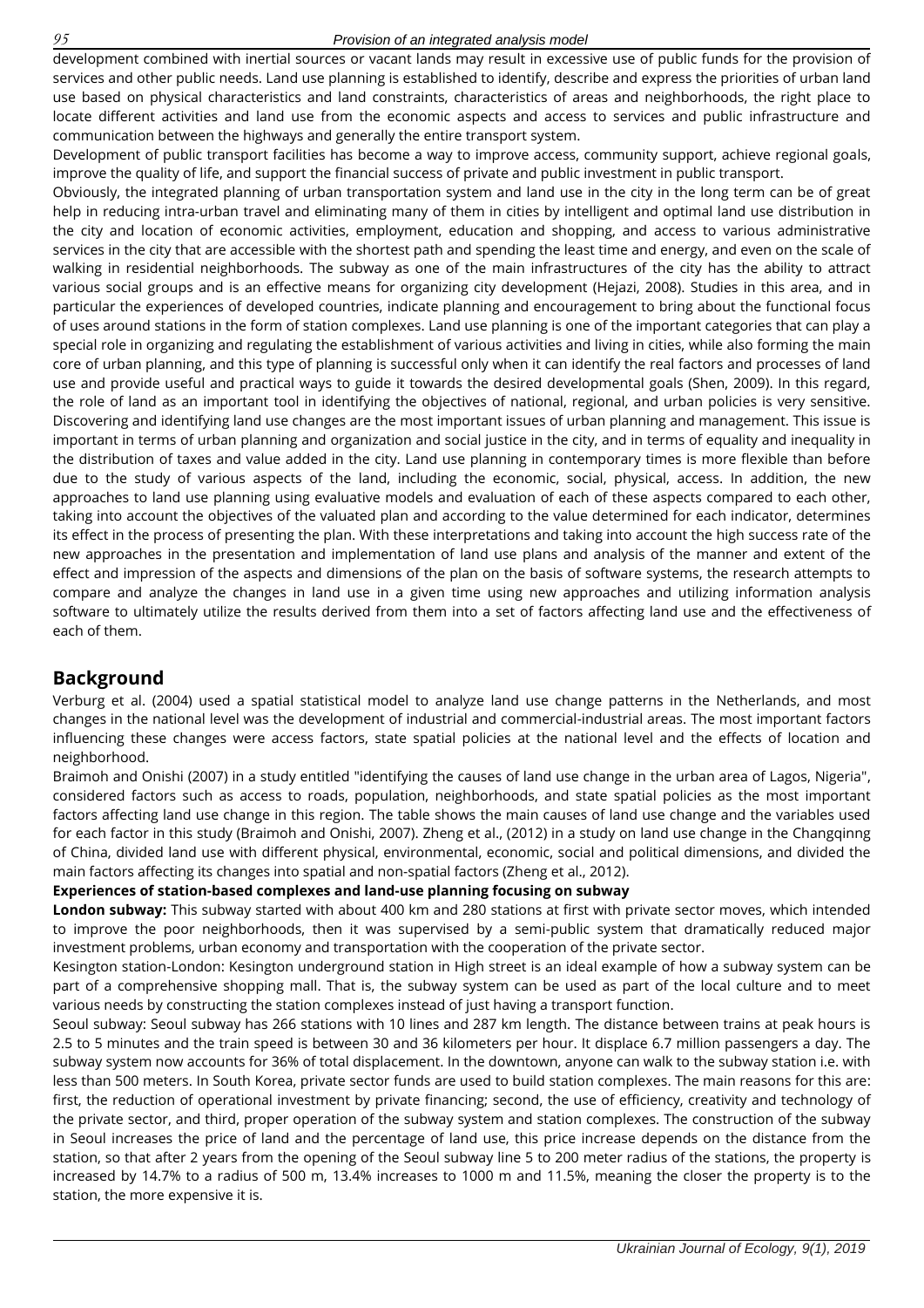development combined with inertial sources or vacant lands may result in excessive use of public funds for the provision of services and other public needs. Land use planning is established to identify, describe and express the priorities of urban land use based on physical characteristics and land constraints, characteristics of areas and neighborhoods, the right place to locate different activities and land use from the economic aspects and access to services and public infrastructure and communication between the highways and generally the entire transport system.

Development of public transport facilities has become a way to improve access, community support, achieve regional goals, improve the quality of life, and support the financial success of private and public investment in public transport.

Obviously, the integrated planning of urban transportation system and land use in the city in the long term can be of great help in reducing intra-urban travel and eliminating many of them in cities by intelligent and optimal land use distribution in the city and location of economic activities, employment, education and shopping, and access to various administrative services in the city that are accessible with the shortest path and spending the least time and energy, and even on the scale of walking in residential neighborhoods. The subway as one of the main infrastructures of the city has the ability to attract various social groups and is an effective means for organizing city development (Hejazi, 2008). Studies in this area, and in particular the experiences of developed countries, indicate planning and encouragement to bring about the functional focus of uses around stations in the form of station complexes. Land use planning is one of the important categories that can play a special role in organizing and regulating the establishment of various activities and living in cities, while also forming the main core of urban planning, and this type of planning is successful only when it can identify the real factors and processes of land use and provide useful and practical ways to guide it towards the desired developmental goals (Shen, 2009). In this regard, the role of land as an important tool in identifying the objectives of national, regional, and urban policies is very sensitive. Discovering and identifying land use changes are the most important issues of urban planning and management. This issue is important in terms of urban planning and organization and social justice in the city, and in terms of equality and inequality in the distribution of taxes and value added in the city. Land use planning in contemporary times is more flexible than before due to the study of various aspects of the land, including the economic, social, physical, access. In addition, the new approaches to land use planning using evaluative models and evaluation of each of these aspects compared to each other, taking into account the objectives of the valuated plan and according to the value determined for each indicator, determines its effect in the process of presenting the plan. With these interpretations and taking into account the high success rate of the new approaches in the presentation and implementation of land use plans and analysis of the manner and extent of the effect and impression of the aspects and dimensions of the plan on the basis of software systems, the research attempts to compare and analyze the changes in land use in a given time using new approaches and utilizing information analysis software to ultimately utilize the results derived from them into a set of factors affecting land use and the effectiveness of each of them.

## Background

Verburg et al. (2004) used a spatial statistical model to analyze land use change patterns in the Netherlands, and most changes in the national level was the development of industrial and commercial-industrial areas. The most important factors influencing these changes were access factors, state spatial policies at the national level and the effects of location and neighborhood.

Braimoh and Onishi (2007) in a study entitled "identifying the causes of land use change in the urban area of Lagos, Nigeria", considered factors such as access to roads, population, neighborhoods, and state spatial policies as the most important factors affecting land use change in this region. The table shows the main causes of land use change and the variables used for each factor in this study (Braimoh and Onishi, 2007). Zheng et al., (2012) in a study on land use change in the Changqinng of China, divided land use with different physical, environmental, economic, social and political dimensions, and divided the main factors affecting its changes into spatial and non-spatial factors (Zheng et al., 2012).

**Experiences of station-based complexes and land-use planning focusing on subway**

**London subway:** This subway started with about 400 km and 280 stations at first with private sector moves, which intended to improve the poor neighborhoods, then it was supervised by a semi-public system that dramatically reduced major investment problems, urban economy and transportation with the cooperation of the private sector.

Kesington station-London: Kesington underground station in High street is an ideal example of how a subway system can be part of a comprehensive shopping mall. That is, the subway system can be used as part of the local culture and to meet various needs by constructing the station complexes instead of just having a transport function.

Seoul subway: Seoul subway has 266 stations with 10 lines and 287 km length. The distance between trains at peak hours is 2.5 to 5 minutes and the train speed is between 30 and 36 kilometers per hour. It displace 6.7 million passengers a day. The subway system now accounts for 36% of total displacement. In the downtown, anyone can walk to the subway station i.e. with less than 500 meters. In South Korea, private sector funds are used to build station complexes. The main reasons for this are: first, the reduction of operational investment by private financing; second, the use of efficiency, creativity and technology of the private sector, and third, proper operation of the subway system and station complexes. The construction of the subway in Seoul increases the price of land and the percentage of land use, this price increase depends on the distance from the station, so that after 2 years from the opening of the Seoul subway line 5 to 200 meter radius of the stations, the property is increased by 14.7% to a radius of 500 m, 13.4% increases to 1000 m and 11.5%, meaning the closer the property is to the station, the more expensive it is.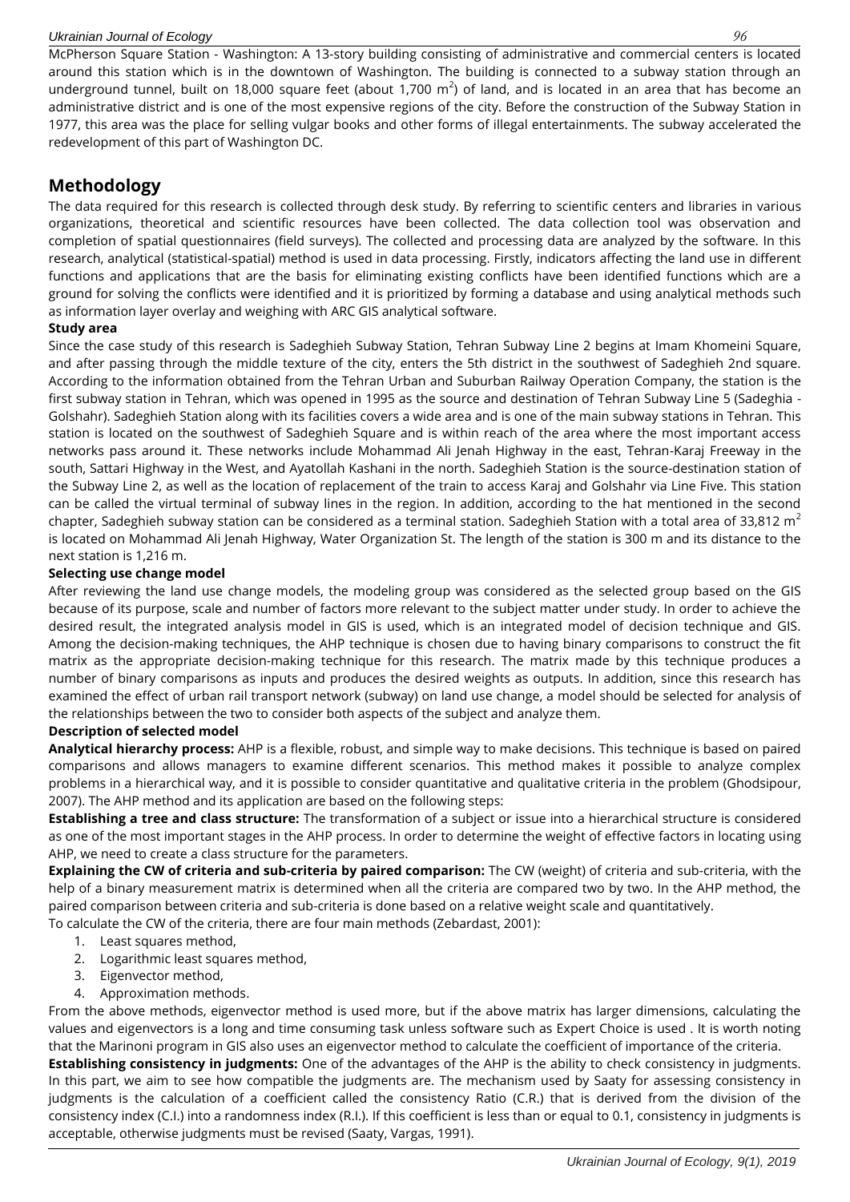McPherson Square Station - Washington: A 13-story building consisting of administrative and commercial centers is located around this station which is in the downtown of Washington. The building is connected to a subway station through an underground tunnel, built on 18,000 square feet (about 1,700 $m^2$) of land, and is located in an area that has become an administrative district and is one of the most expensive regions of the city. Before the construction of the Subway Station in 1977, this area was the place for selling vulgar books and other forms of illegal entertainments. The subway accelerated the redevelopment of this part of Washington DC.

## Methodology

The data required for this research is collected through desk study. By referring to scientific centers and libraries in various organizations, theoretical and scientific resources have been collected. The data collection tool was observation and completion of spatial questionnaires (field surveys). The collected and processing data are analyzed by the software. In this research, analytical (statistical-spatial) method is used in data processing. Firstly, indicators affecting the land use in different functions and applications that are the basis for eliminating existing conflicts have been identified functions which are a ground for solving the conflicts were identified and it is prioritized by forming a database and using analytical methods such as information layer overlay and weighing with ARC GIS analytical software.

### Study area

Since the case study of this research is Sadeghieh Subway Station, Tehran Subway Line 2 begins at Imam Khomeini Square, and after passing through the middle texture of the city, enters the 5th district in the southwest of Sadeghieh 2nd square. According to the information obtained from the Tehran Urban and Suburban Railway Operation Company, the station is the first subway station in Tehran, which was opened in 1995 as the source and destination of Tehran Subway Line 5 (Sadeghia - Golshahr). Sadeghieh Station along with its facilities covers a wide area and is one of the main subway stations in Tehran. This station is located on the southwest of Sadeghieh Square and is within reach of the area where the most important access networks pass around it. These networks include Mohammad Ali Jenah Highway in the east, Tehran-Karaj Freeway in the south, Sattari Highway in the West, and Ayatollah Kashani in the north. Sadeghieh Station is the source-destination station of the Subway Line 2, as well as the location of replacement of the train to access Karaj and Golshahr via Line Five. This station can be called the virtual terminal of subway lines in the region. In addition, according to the hat mentioned in the second chapter, Sadeghieh subway station can be considered as a terminal station. Sadeghieh Station with a total area of 33,812 $m^2$ is located on Mohammad Ali Jenah Highway, Water Organization St. The length of the station is 300 m and its distance to the next station is 1,216 m.

### Selecting use change model

After reviewing the land use change models, the modeling group was considered as the selected group based on the GIS because of its purpose, scale and number of factors more relevant to the subject matter under study. In order to achieve the desired result, the integrated analysis model in GIS is used, which is an integrated model of decision technique and GIS. Among the decision-making techniques, the AHP technique is chosen due to having binary comparisons to construct the fit matrix as the appropriate decision-making technique for this research. The matrix made by this technique produces a number of binary comparisons as inputs and produces the desired weights as outputs. In addition, since this research has examined the effect of urban rail transport network (subway) on land use change, a model should be selected for analysis of the relationships between the two to consider both aspects of the subject and analyze them.

### Description of selected model

**Analytical hierarchy process:** AHP is a flexible, robust, and simple way to make decisions. This technique is based on paired comparisons and allows managers to examine different scenarios. This method makes it possible to analyze complex problems in a hierarchical way, and it is possible to consider quantitative and qualitative criteria in the problem (Ghodsipour, 2007). The AHP method and its application are based on the following steps:

**Establishing a tree and class structure:** The transformation of a subject or issue into a hierarchical structure is considered as one of the most important stages in the AHP process. In order to determine the weight of effective factors in locating using AHP, we need to create a class structure for the parameters.

**Explaining the CW of criteria and sub-criteria by paired comparison:** The CW (weight) of criteria and sub-criteria, with the help of a binary measurement matrix is determined when all the criteria are compared two by two. In the AHP method, the paired comparison between criteria and sub-criteria is done based on a relative weight scale and quantitatively.

To calculate the CW of the criteria, there are four main methods (Zebardast, 2001):

1. Least squares method,
2. Logarithmic least squares method,
3. Eigenvector method,
4. Approximation methods.

From the above methods, eigenvector method is used more, but if the above matrix has larger dimensions, calculating the values and eigenvectors is a long and time consuming task unless software such as Expert Choice is used . It is worth noting that the Marinoni program in GIS also uses an eigenvector method to calculate the coefficient of importance of the criteria.

**Establishing consistency in judgments:** One of the advantages of the AHP is the ability to check consistency in judgments. In this part, we aim to see how compatible the judgments are. The mechanism used by Saaty for assessing consistency in judgments is the calculation of a coefficient called the consistency Ratio (C.R.) that is derived from the division of the consistency index (C.I.) into a randomness index (R.I.). If this coefficient is less than or equal to 0.1, consistency in judgments is acceptable, otherwise judgments must be revised (Saaty, Vargas, 1991).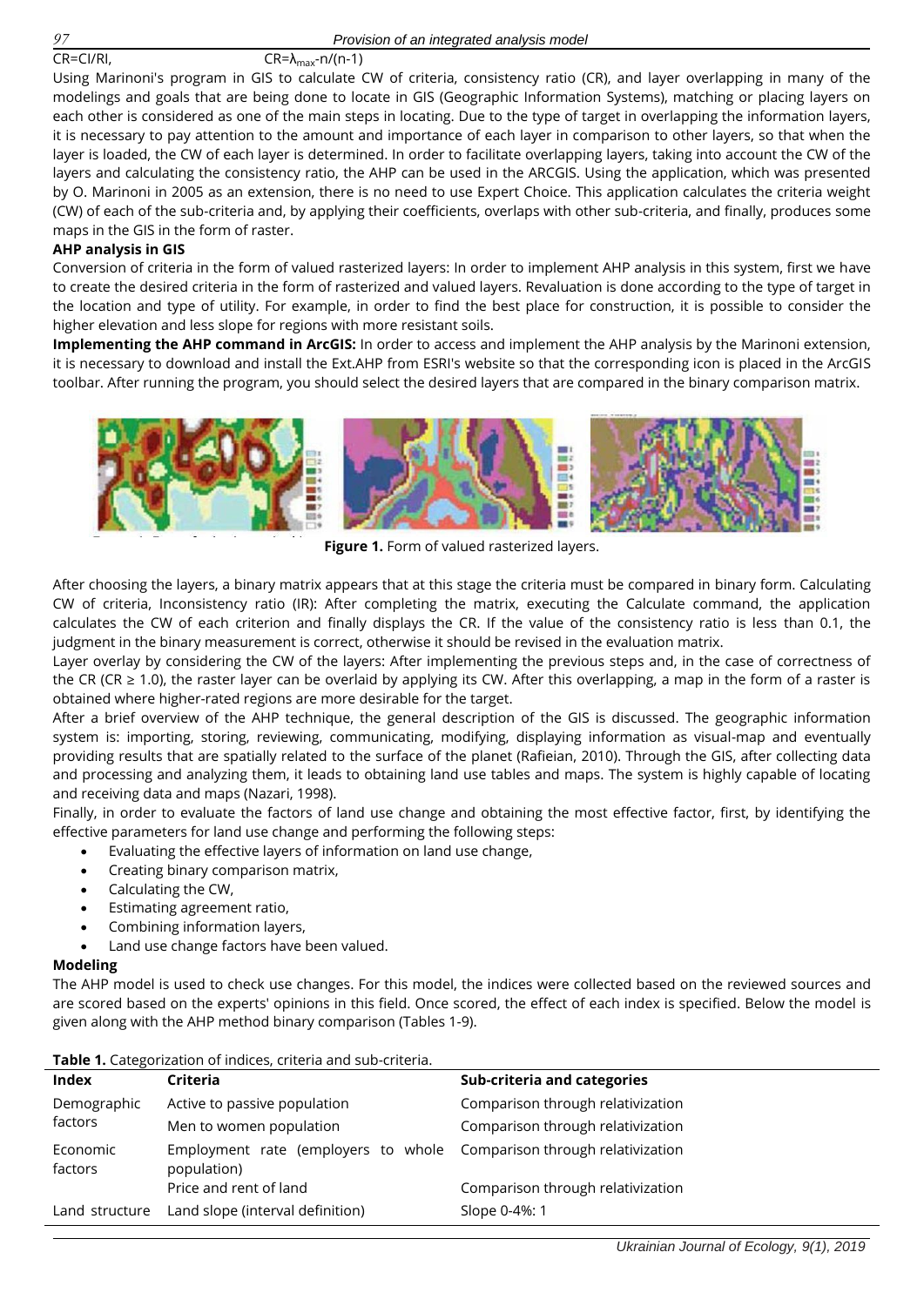CR=CI/RI, $CR=\lambda_{max}-n/(n-1)$

Using Marinoni's program in GIS to calculate CW of criteria, consistency ratio (CR), and layer overlapping in many of the modelings and goals that are being done to locate in GIS (Geographic Information Systems), matching or placing layers on each other is considered as one of the main steps in locating. Due to the type of target in overlapping the information layers, it is necessary to pay attention to the amount and importance of each layer in comparison to other layers, so that when the layer is loaded, the CW of each layer is determined. In order to facilitate overlapping layers, taking into account the CW of the layers and calculating the consistency ratio, the AHP can be used in the ARCGIS. Using the application, which was presented by O. Marinoni in 2005 as an extension, there is no need to use Expert Choice. This application calculates the criteria weight (CW) of each of the sub-criteria and, by applying their coefficients, overlaps with other sub-criteria, and finally, produces some maps in the GIS in the form of raster.

**AHP analysis in GIS**

Conversion of criteria in the form of valued rasterized layers: In order to implement AHP analysis in this system, first we have to create the desired criteria in the form of rasterized and valued layers. Revaluation is done according to the type of target in the location and type of utility. For example, in order to find the best place for construction, it is possible to consider the higher elevation and less slope for regions with more resistant soils.

**Implementing the AHP command in ArcGIS:** In order to access and implement the AHP analysis by the Marinoni extension, it is necessary to download and install the Ext.AHP from ESRI's website so that the corresponding icon is placed in the ArcGIS toolbar. After running the program, you should select the desired layers that are compared in the binary comparison matrix.

**Figure 1.** Form of valued rasterized layers.

After choosing the layers, a binary matrix appears that at this stage the criteria must be compared in binary form. Calculating CW of criteria, Inconsistency ratio (IR): After completing the matrix, executing the Calculate command, the application calculates the CW of each criterion and finally displays the CR. If the value of the consistency ratio is less than 0.1, the judgment in the binary measurement is correct, otherwise it should be revised in the evaluation matrix.

Layer overlay by considering the CW of the layers: After implementing the previous steps and, in the case of correctness of the CR (CR ≥ 1.0), the raster layer can be overlaid by applying its CW. After this overlapping, a map in the form of a raster is obtained where higher-rated regions are more desirable for the target.

After a brief overview of the AHP technique, the general description of the GIS is discussed. The geographic information system is: importing, storing, reviewing, communicating, modifying, displaying information as visual-map and eventually providing results that are spatially related to the surface of the planet (Rafieian, 2010). Through the GIS, after collecting data and processing and analyzing them, it leads to obtaining land use tables and maps. The system is highly capable of locating and receiving data and maps (Nazari, 1998).

Finally, in order to evaluate the factors of land use change and obtaining the most effective factor, first, by identifying the effective parameters for land use change and performing the following steps:

- Evaluating the effective layers of information on land use change,
- Creating binary comparison matrix,
- Calculating the CW,
- Estimating agreement ratio,
- Combining information layers,
- Land use change factors have been valued.

**Modeling**

The AHP model is used to check use changes. For this model, the indices were collected based on the reviewed sources and are scored based on the experts' opinions in this field. Once scored, the effect of each index is specified. Below the model is given along with the AHP method binary comparison (Tables 1-9).

**Table 1.** Categorization of indices, criteria and sub-criteria.

| Index | Criteria | Sub-criteria and categories |
|---|---|---|
| Demographic factors | Active to passive population | Comparison through relativization |
| | Men to women population | Comparison through relativization |
| Economic factors | Employment rate (employers to whole population) | Comparison through relativization |
| | Price and rent of land | Comparison through relativization |
| Land structure | Land slope (interval definition) | Slope 0-4%: 1 |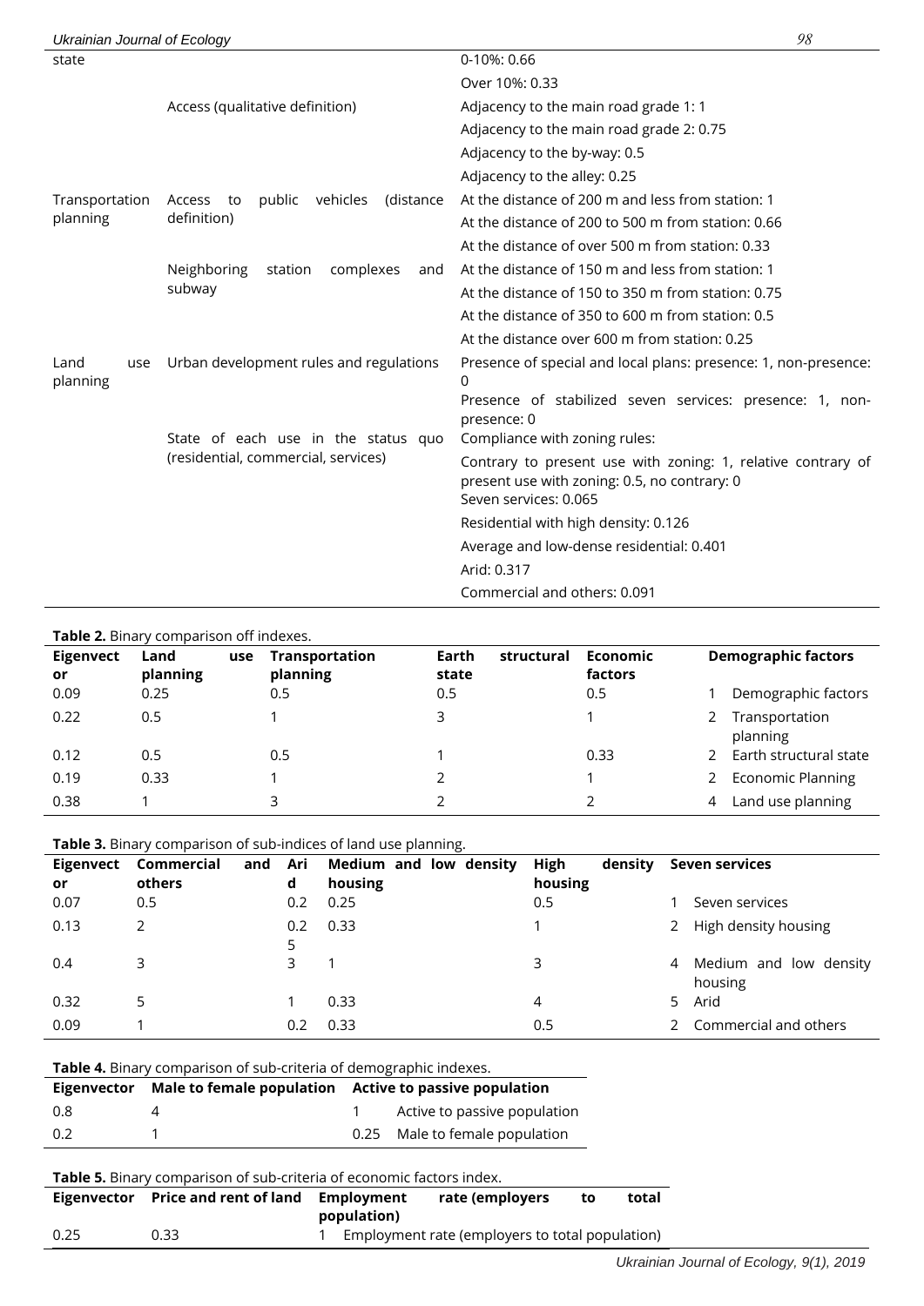| | | |
|---|---|---|
| state | | 0-10%: 0.66 |
| | | Over 10%: 0.33 |
| | Access (qualitative definition) | Adjacency to the main road grade 1: 1 |
| | | Adjacency to the main road grade 2: 0.75 |
| | | Adjacency to the by-way: 0.5 |
| | | Adjacency to the alley: 0.25 |
| Transportation planning | Access to public vehicles (distance definition) | At the distance of 200 m and less from station: 1 |
| | | At the distance of 200 to 500 m from station: 0.66 |
| | | At the distance of over 500 m from station: 0.33 |
| | Neighboring station complexes and subway | At the distance of 150 m and less from station: 1 |
| | | At the distance of 150 to 350 m from station: 0.75 |
| | | At the distance of 350 to 600 m from station: 0.5 |
| | | At the distance over 600 m from station: 0.25 |
| Land use planning | Urban development rules and regulations | Presence of special and local plans: presence: 1, non-presence: 0 |
| | | Presence of stabilized seven services: presence: 1, non-presence: 0 |
| | State of each use in the status quo (residential, commercial, services) | Compliance with zoning rules: |
| | | Contrary to present use with zoning: 1, relative contrary of present use with zoning: 0.5, no contrary: 0<br>Seven services: 0.065 |
| | | Residential with high density: 0.126 |
| | | Average and low-dense residential: 0.401 |
| | | Arid: 0.317 |
| | | Commercial and others: 0.091 |

**Table 2.** Binary comparison off indexes.

| Eigenvector | Land use planning | Transportation planning | Earth structural state | Economic factors | Demographic factors | |
|---|---|---|---|---|---|---|
| 0.09 | 0.25 | 0.5 | 0.5 | 0.5 | 1 | Demographic factors |
| 0.22 | 0.5 | 1 | 3 | 1 | 2 | Transportation planning |
| 0.12 | 0.5 | 0.5 | 1 | 0.33 | 2 | Earth structural state |
| 0.19 | 0.33 | 1 | 2 | 1 | 2 | Economic Planning |
| 0.38 | 1 | 3 | 2 | 2 | 4 | Land use planning |

**Table 3.** Binary comparison of sub-indices of land use planning.

| Eigenvector | Commercial and others | Arid | Medium and low density housing | High density housing | Seven services | |
|---|---|---|---|---|---|---|
| 0.07 | 0.5 | 0.2 | 0.25 | 0.5 | 1 | Seven services |
| 0.13 | 2 | 0.25 | 0.33 | 1 | 2 | High density housing |
| 0.4 | 3 | 3 | 1 | 3 | 4 | Medium and low density housing |
| 0.32 | 5 | 1 | 0.33 | 4 | 5 | Arid |
| 0.09 | 1 | 0.2 | 0.33 | 0.5 | 2 | Commercial and others |

**Table 4.** Binary comparison of sub-criteria of demographic indexes.

| Eigenvector | Male to female population | Active to passive population | |
|---|---|---|---|
| 0.8 | 4 | 1 | Active to passive population |
| 0.2 | 1 | 0.25 | Male to female population |

**Table 5.** Binary comparison of sub-criteria of economic factors index.

| Eigenvector | Price and rent of land | Employment rate (employers to total population) | |
|---|---|---|---|
| 0.25 | 0.33 | 1 | Employment rate (employers to total population) |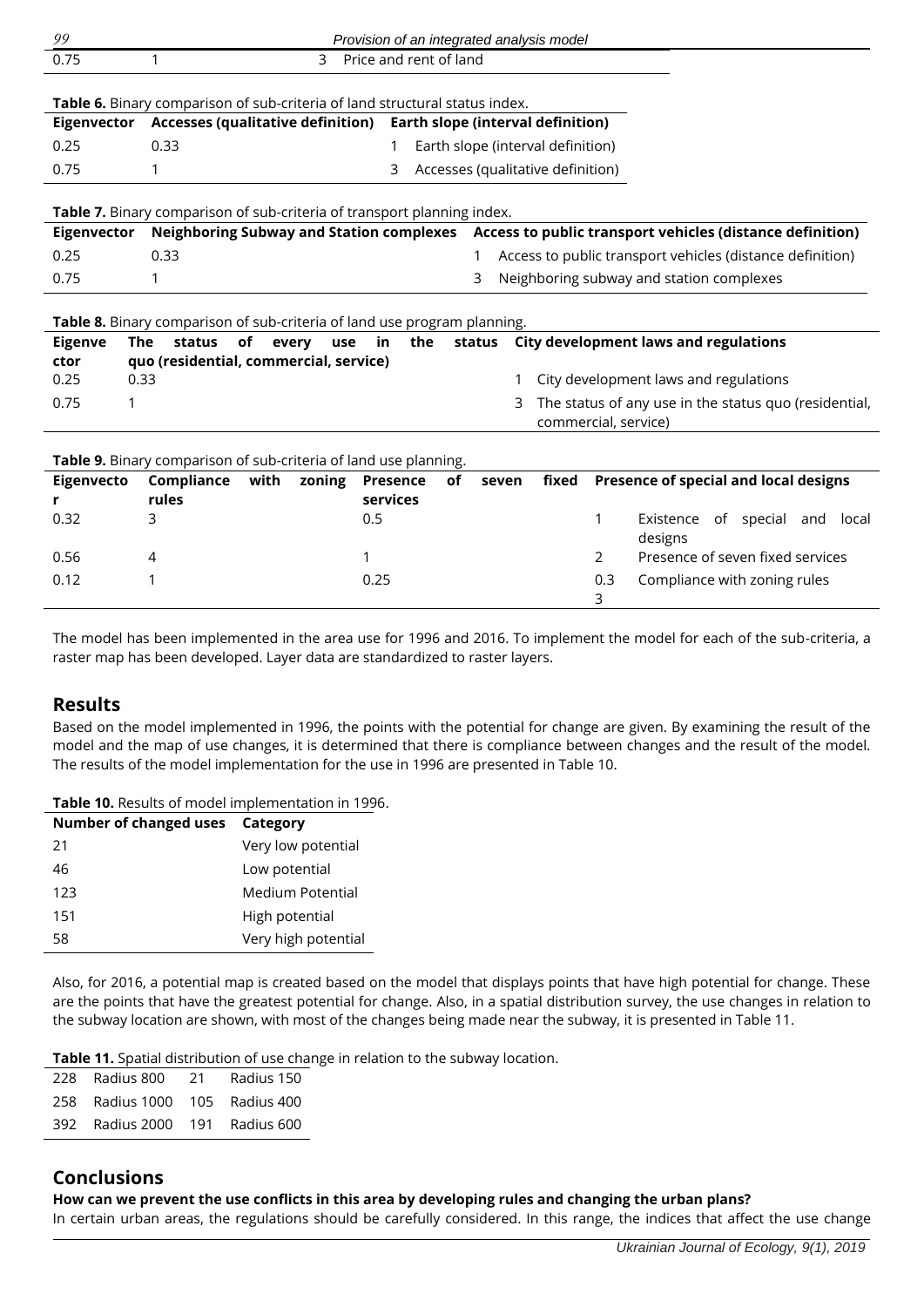| 0.75 | 1 | 3 | Price and rent of land |
|---|---|---|---|

**Table 6.** Binary comparison of sub-criteria of land structural status index.

| Eigenvector | Accesses (qualitative definition) | Earth slope (interval definition) | |
|---|---|---|---|
| 0.25 | 0.33 | 1 | Earth slope (interval definition) |
| 0.75 | 1 | 3 | Accesses (qualitative definition) |

**Table 7.** Binary comparison of sub-criteria of transport planning index.

| Eigenvector | Neighboring Subway and Station complexes | Access to public transport vehicles (distance definition) | |
|---|---|---|---|
| 0.25 | 0.33 | 1 | Access to public transport vehicles (distance definition) |
| 0.75 | 1 | 3 | Neighboring subway and station complexes |

**Table 8.** Binary comparison of sub-criteria of land use program planning.

| Eigenvector | The status of every use in the status quo (residential, commercial, service) | City development laws and regulations | |
|---|---|---|---|
| 0.25 | 0.33 | 1 | City development laws and regulations |
| 0.75 | 1 | 3 | The status of any use in the status quo (residential, commercial, service) |

**Table 9.** Binary comparison of sub-criteria of land use planning.

| Eigenvector | Compliance with zoning rules | Presence of seven fixed services | Presence of special and local designs | |
|---|---|---|---|---|
| 0.32 | 3 | 0.5 | 1 | Existence of special and local designs |
| 0.56 | 4 | 1 | 2 | Presence of seven fixed services |
| 0.12 | 1 | 0.25 | 0.33 | Compliance with zoning rules |

The model has been implemented in the area use for 1996 and 2016. To implement the model for each of the sub-criteria, a raster map has been developed. Layer data are standardized to raster layers.

## Results

Based on the model implemented in 1996, the points with the potential for change are given. By examining the result of the model and the map of use changes, it is determined that there is compliance between changes and the result of the model. The results of the model implementation for the use in 1996 are presented in Table 10.

**Table 10.** Results of model implementation in 1996.

| Number of changed uses | Category |
|---|---|
| 21 | Very low potential |
| 46 | Low potential |
| 123 | Medium Potential |
| 151 | High potential |
| 58 | Very high potential |

Also, for 2016, a potential map is created based on the model that displays points that have high potential for change. These are the points that have the greatest potential for change. Also, in a spatial distribution survey, the use changes in relation to the subway location are shown, with most of the changes being made near the subway, it is presented in Table 11.

**Table 11.** Spatial distribution of use change in relation to the subway location.

| | | | |
|---|---|---|---|
| 228 | Radius 800 | 21 | Radius 150 |
| 258 | Radius 1000 | 105 | Radius 400 |
| 392 | Radius 2000 | 191 | Radius 600 |

## Conclusions

**How can we prevent the use conflicts in this area by developing rules and changing the urban plans?**

In certain urban areas, the regulations should be carefully considered. In this range, the indices that affect the use change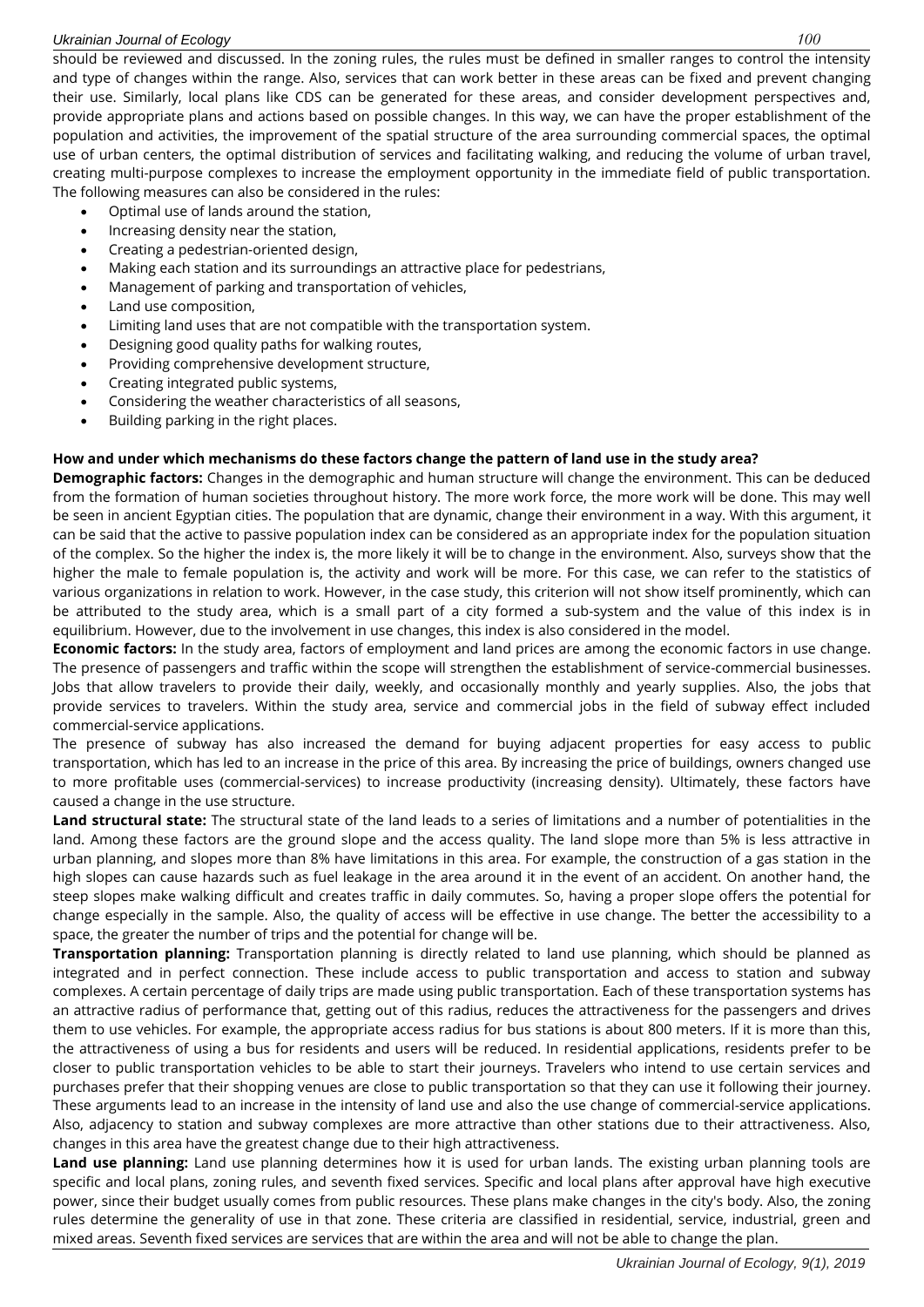should be reviewed and discussed. In the zoning rules, the rules must be defined in smaller ranges to control the intensity and type of changes within the range. Also, services that can work better in these areas can be fixed and prevent changing their use. Similarly, local plans like CDS can be generated for these areas, and consider development perspectives and, provide appropriate plans and actions based on possible changes. In this way, we can have the proper establishment of the population and activities, the improvement of the spatial structure of the area surrounding commercial spaces, the optimal use of urban centers, the optimal distribution of services and facilitating walking, and reducing the volume of urban travel, creating multi-purpose complexes to increase the employment opportunity in the immediate field of public transportation. The following measures can also be considered in the rules:

- Optimal use of lands around the station,
- Increasing density near the station,
- Creating a pedestrian-oriented design,
- Making each station and its surroundings an attractive place for pedestrians,
- Management of parking and transportation of vehicles,
- Land use composition,
- Limiting land uses that are not compatible with the transportation system.
- Designing good quality paths for walking routes,
- Providing comprehensive development structure,
- Creating integrated public systems,
- Considering the weather characteristics of all seasons,
- Building parking in the right places.

**How and under which mechanisms do these factors change the pattern of land use in the study area?**

**Demographic factors:** Changes in the demographic and human structure will change the environment. This can be deduced from the formation of human societies throughout history. The more work force, the more work will be done. This may well be seen in ancient Egyptian cities. The population that are dynamic, change their environment in a way. With this argument, it can be said that the active to passive population index can be considered as an appropriate index for the population situation of the complex. So the higher the index is, the more likely it will be to change in the environment. Also, surveys show that the higher the male to female population is, the activity and work will be more. For this case, we can refer to the statistics of various organizations in relation to work. However, in the case study, this criterion will not show itself prominently, which can be attributed to the study area, which is a small part of a city formed a sub-system and the value of this index is in equilibrium. However, due to the involvement in use changes, this index is also considered in the model.

**Economic factors:** In the study area, factors of employment and land prices are among the economic factors in use change. The presence of passengers and traffic within the scope will strengthen the establishment of service-commercial businesses. Jobs that allow travelers to provide their daily, weekly, and occasionally monthly and yearly supplies. Also, the jobs that provide services to travelers. Within the study area, service and commercial jobs in the field of subway effect included commercial-service applications.

The presence of subway has also increased the demand for buying adjacent properties for easy access to public transportation, which has led to an increase in the price of this area. By increasing the price of buildings, owners changed use to more profitable uses (commercial-services) to increase productivity (increasing density). Ultimately, these factors have caused a change in the use structure.

**Land structural state:** The structural state of the land leads to a series of limitations and a number of potentialities in the land. Among these factors are the ground slope and the access quality. The land slope more than 5% is less attractive in urban planning, and slopes more than 8% have limitations in this area. For example, the construction of a gas station in the high slopes can cause hazards such as fuel leakage in the area around it in the event of an accident. On another hand, the steep slopes make walking difficult and creates traffic in daily commutes. So, having a proper slope offers the potential for change especially in the sample. Also, the quality of access will be effective in use change. The better the accessibility to a space, the greater the number of trips and the potential for change will be.

**Transportation planning:** Transportation planning is directly related to land use planning, which should be planned as integrated and in perfect connection. These include access to public transportation and access to station and subway complexes. A certain percentage of daily trips are made using public transportation. Each of these transportation systems has an attractive radius of performance that, getting out of this radius, reduces the attractiveness for the passengers and drives them to use vehicles. For example, the appropriate access radius for bus stations is about 800 meters. If it is more than this, the attractiveness of using a bus for residents and users will be reduced. In residential applications, residents prefer to be closer to public transportation vehicles to be able to start their journeys. Travelers who intend to use certain services and purchases prefer that their shopping venues are close to public transportation so that they can use it following their journey. These arguments lead to an increase in the intensity of land use and also the use change of commercial-service applications. Also, adjacency to station and subway complexes are more attractive than other stations due to their attractiveness. Also, changes in this area have the greatest change due to their high attractiveness.

**Land use planning:** Land use planning determines how it is used for urban lands. The existing urban planning tools are specific and local plans, zoning rules, and seventh fixed services. Specific and local plans after approval have high executive power, since their budget usually comes from public resources. These plans make changes in the city's body. Also, the zoning rules determine the generality of use in that zone. These criteria are classified in residential, service, industrial, green and mixed areas. Seventh fixed services are services that are within the area and will not be able to change the plan.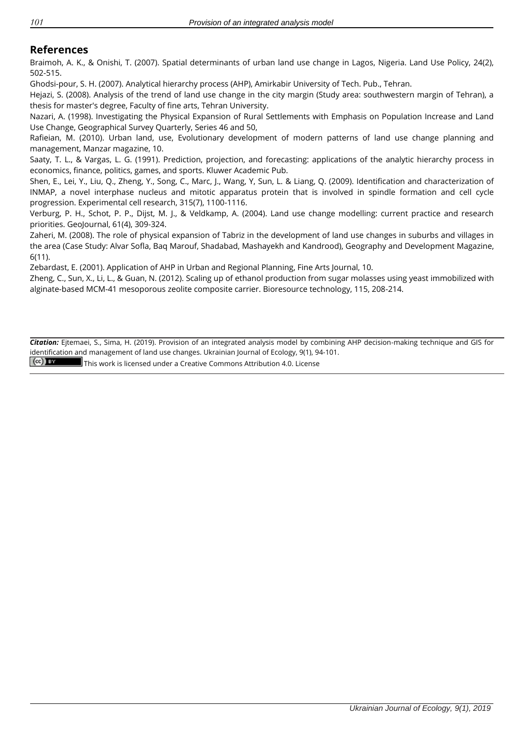## References

Braimoh, A. K., & Onishi, T. (2007). Spatial determinants of urban land use change in Lagos, Nigeria. Land Use Policy, 24(2), 502-515.

Ghodsi-pour, S. H. (2007). Analytical hierarchy process (AHP), Amirkabir University of Tech. Pub., Tehran.

Hejazi, S. (2008). Analysis of the trend of land use change in the city margin (Study area: southwestern margin of Tehran), a thesis for master's degree, Faculty of fine arts, Tehran University.

Nazari, A. (1998). Investigating the Physical Expansion of Rural Settlements with Emphasis on Population Increase and Land Use Change, Geographical Survey Quarterly, Series 46 and 50,

Rafieian, M. (2010). Urban land, use, Evolutionary development of modern patterns of land use change planning and management, Manzar magazine, 10.

Saaty, T. L., & Vargas, L. G. (1991). Prediction, projection, and forecasting: applications of the analytic hierarchy process in economics, finance, politics, games, and sports. Kluwer Academic Pub.

Shen, E., Lei, Y., Liu, Q., Zheng, Y., Song, C., Marc, J., Wang, Y, Sun, L. & Liang, Q. (2009). Identification and characterization of INMAP, a novel interphase nucleus and mitotic apparatus protein that is involved in spindle formation and cell cycle progression. Experimental cell research, 315(7), 1100-1116.

Verburg, P. H., Schot, P. P., Dijst, M. J., & Veldkamp, A. (2004). Land use change modelling: current practice and research priorities. GeoJournal, 61(4), 309-324.

Zaheri, M. (2008). The role of physical expansion of Tabriz in the development of land use changes in suburbs and villages in the area (Case Study: Alvar Sofla, Baq Marouf, Shadabad, Mashayekh and Kandrood), Geography and Development Magazine, 6(11).

Zebardast, E. (2001). Application of AHP in Urban and Regional Planning, Fine Arts Journal, 10.

Zheng, C., Sun, X., Li, L., & Guan, N. (2012). Scaling up of ethanol production from sugar molasses using yeast immobilized with alginate-based MCM-41 mesoporous zeolite composite carrier. Bioresource technology, 115, 208-214.

***Citation:*** Ejtemaei, S., Sima, H. (2019). Provision of an integrated analysis model by combining AHP decision-making technique and GIS for identification and management of land use changes. Ukrainian Journal of Ecology, 9(1), 94-101.

This work is licensed under a Creative Commons Attribution 4.0. License